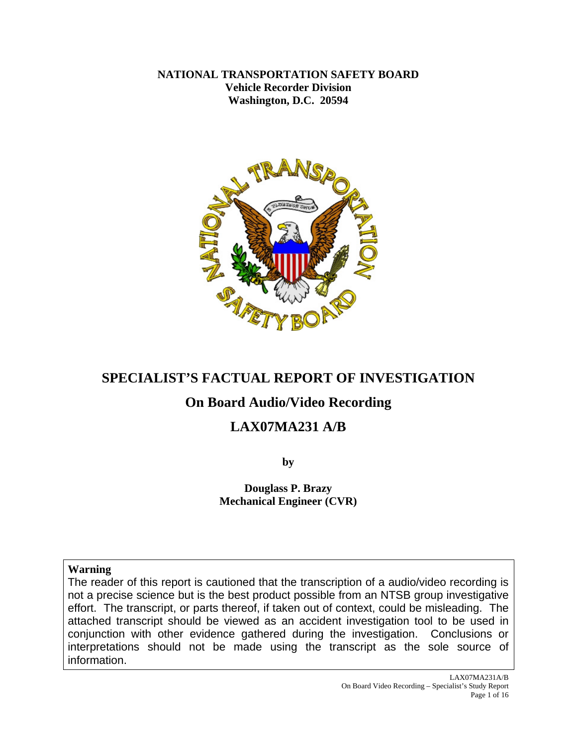**NATIONAL TRANSPORTATION SAFETY BOARD**
**Vehicle Recorder Division**
**Washington, D.C. 20594**

# SPECIALIST'S FACTUAL REPORT OF INVESTIGATION

## On Board Audio/Video Recording

## LAX07MA231 A/B

**by**

**Douglass P. Brazy**
**Mechanical Engineer (CVR)**

**Warning**
The reader of this report is cautioned that the transcription of a audio/video recording is not a precise science but is the best product possible from an NTSB group investigative effort. The transcript, or parts thereof, if taken out of context, could be misleading. The attached transcript should be viewed as an accident investigation tool to be used in conjunction with other evidence gathered during the investigation. Conclusions or interpretations should not be made using the transcript as the sole source of information.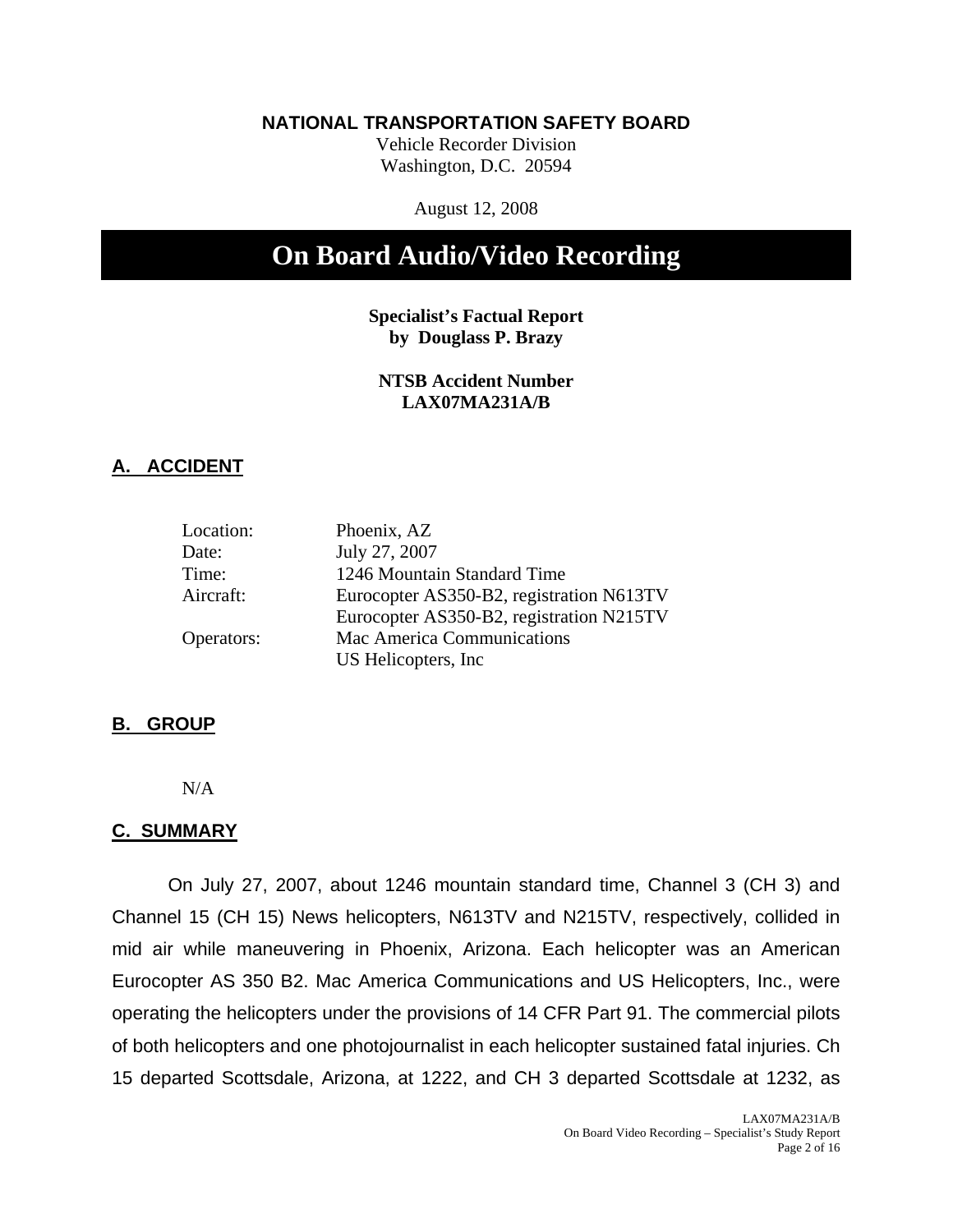**NATIONAL TRANSPORTATION SAFETY BOARD**

Vehicle Recorder Division
Washington, D.C. 20594

August 12, 2008

# On Board Audio/Video Recording

**Specialist's Factual Report**
**by Douglass P. Brazy**

**NTSB Accident Number**
**LAX07MA231A/B**

## A. ACCIDENT

| | |
|---|---|
| Location: | Phoenix, AZ |
| Date: | July 27, 2007 |
| Time: | 1246 Mountain Standard Time |
| Aircraft: | Eurocopter AS350-B2, registration N613TV |
| | Eurocopter AS350-B2, registration N215TV |
| Operators: | Mac America Communications |
| | US Helicopters, Inc |

## B. GROUP

N/A

## C. SUMMARY

On July 27, 2007, about 1246 mountain standard time, Channel 3 (CH 3) and Channel 15 (CH 15) News helicopters, N613TV and N215TV, respectively, collided in mid air while maneuvering in Phoenix, Arizona. Each helicopter was an American Eurocopter AS 350 B2. Mac America Communications and US Helicopters, Inc., were operating the helicopters under the provisions of 14 CFR Part 91. The commercial pilots of both helicopters and one photojournalist in each helicopter sustained fatal injuries. Ch 15 departed Scottsdale, Arizona, at 1222, and CH 3 departed Scottsdale at 1232, as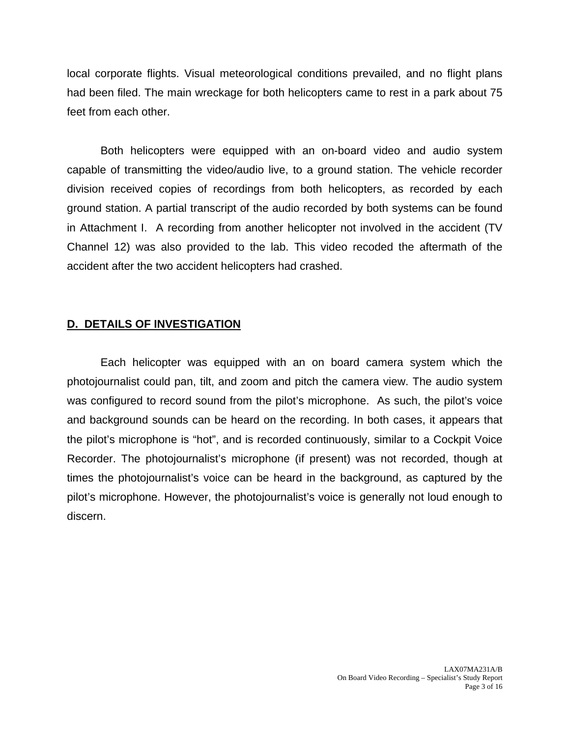local corporate flights. Visual meteorological conditions prevailed, and no flight plans had been filed. The main wreckage for both helicopters came to rest in a park about 75 feet from each other.

Both helicopters were equipped with an on-board video and audio system capable of transmitting the video/audio live, to a ground station. The vehicle recorder division received copies of recordings from both helicopters, as recorded by each ground station. A partial transcript of the audio recorded by both systems can be found in Attachment I. A recording from another helicopter not involved in the accident (TV Channel 12) was also provided to the lab. This video recoded the aftermath of the accident after the two accident helicopters had crashed.

## D. DETAILS OF INVESTIGATION

Each helicopter was equipped with an on board camera system which the photojournalist could pan, tilt, and zoom and pitch the camera view. The audio system was configured to record sound from the pilot's microphone. As such, the pilot's voice and background sounds can be heard on the recording. In both cases, it appears that the pilot's microphone is "hot", and is recorded continuously, similar to a Cockpit Voice Recorder. The photojournalist's microphone (if present) was not recorded, though at times the photojournalist's voice can be heard in the background, as captured by the pilot's microphone. However, the photojournalist's voice is generally not loud enough to discern.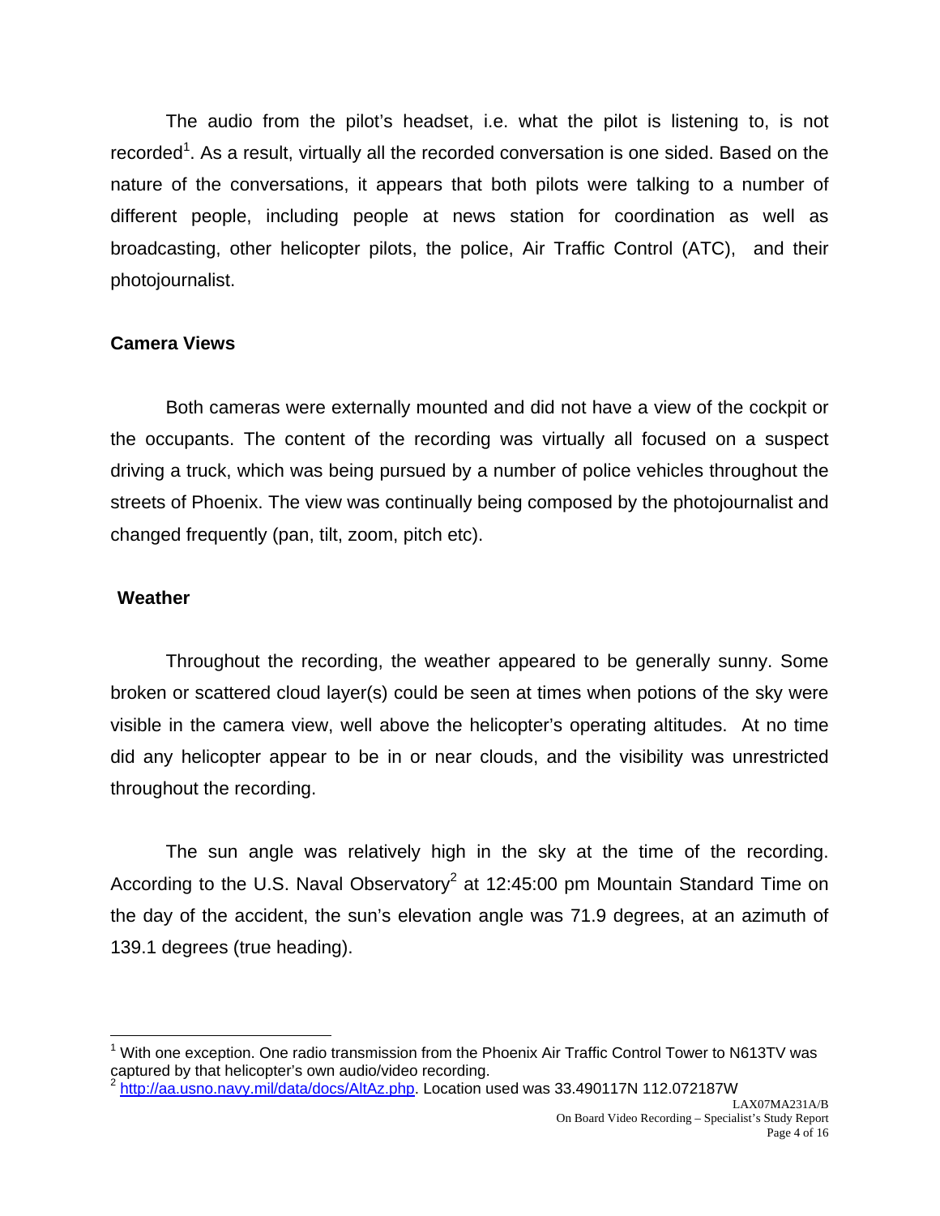The audio from the pilot's headset, i.e. what the pilot is listening to, is not recorded[1]. As a result, virtually all the recorded conversation is one sided. Based on the nature of the conversations, it appears that both pilots were talking to a number of different people, including people at news station for coordination as well as broadcasting, other helicopter pilots, the police, Air Traffic Control (ATC), and their photojournalist.

**Camera Views**

Both cameras were externally mounted and did not have a view of the cockpit or the occupants. The content of the recording was virtually all focused on a suspect driving a truck, which was being pursued by a number of police vehicles throughout the streets of Phoenix. The view was continually being composed by the photojournalist and changed frequently (pan, tilt, zoom, pitch etc).

**Weather**

Throughout the recording, the weather appeared to be generally sunny. Some broken or scattered cloud layer(s) could be seen at times when potions of the sky were visible in the camera view, well above the helicopter's operating altitudes. At no time did any helicopter appear to be in or near clouds, and the visibility was unrestricted throughout the recording.

The sun angle was relatively high in the sky at the time of the recording. According to the U.S. Naval Observatory[2] at 12:45:00 pm Mountain Standard Time on the day of the accident, the sun's elevation angle was 71.9 degrees, at an azimuth of 139.1 degrees (true heading).

---

[1] With one exception. One radio transmission from the Phoenix Air Traffic Control Tower to N613TV was captured by that helicopter's own audio/video recording.

[2] http://aa.usno.navy.mil/data/docs/AltAz.php. Location used was 33.490117N 112.072187W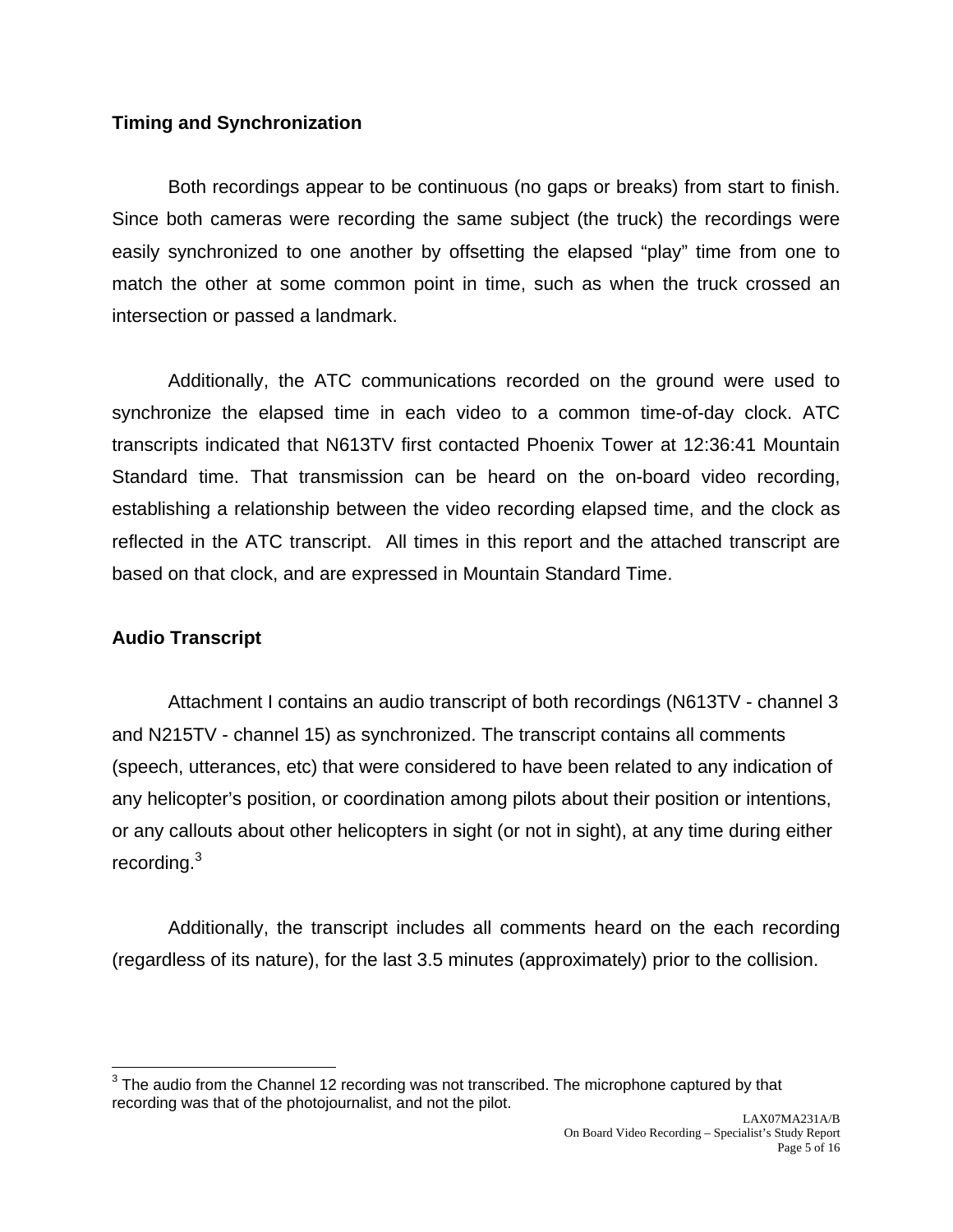**Timing and Synchronization**

Both recordings appear to be continuous (no gaps or breaks) from start to finish. Since both cameras were recording the same subject (the truck) the recordings were easily synchronized to one another by offsetting the elapsed "play" time from one to match the other at some common point in time, such as when the truck crossed an intersection or passed a landmark.

Additionally, the ATC communications recorded on the ground were used to synchronize the elapsed time in each video to a common time-of-day clock. ATC transcripts indicated that N613TV first contacted Phoenix Tower at 12:36:41 Mountain Standard time. That transmission can be heard on the on-board video recording, establishing a relationship between the video recording elapsed time, and the clock as reflected in the ATC transcript. All times in this report and the attached transcript are based on that clock, and are expressed in Mountain Standard Time.

**Audio Transcript**

Attachment I contains an audio transcript of both recordings (N613TV - channel 3 and N215TV - channel 15) as synchronized. The transcript contains all comments (speech, utterances, etc) that were considered to have been related to any indication of any helicopter's position, or coordination among pilots about their position or intentions, or any callouts about other helicopters in sight (or not in sight), at any time during either recording.[3]

Additionally, the transcript includes all comments heard on the each recording (regardless of its nature), for the last 3.5 minutes (approximately) prior to the collision.

---

[3] The audio from the Channel 12 recording was not transcribed. The microphone captured by that recording was that of the photojournalist, and not the pilot.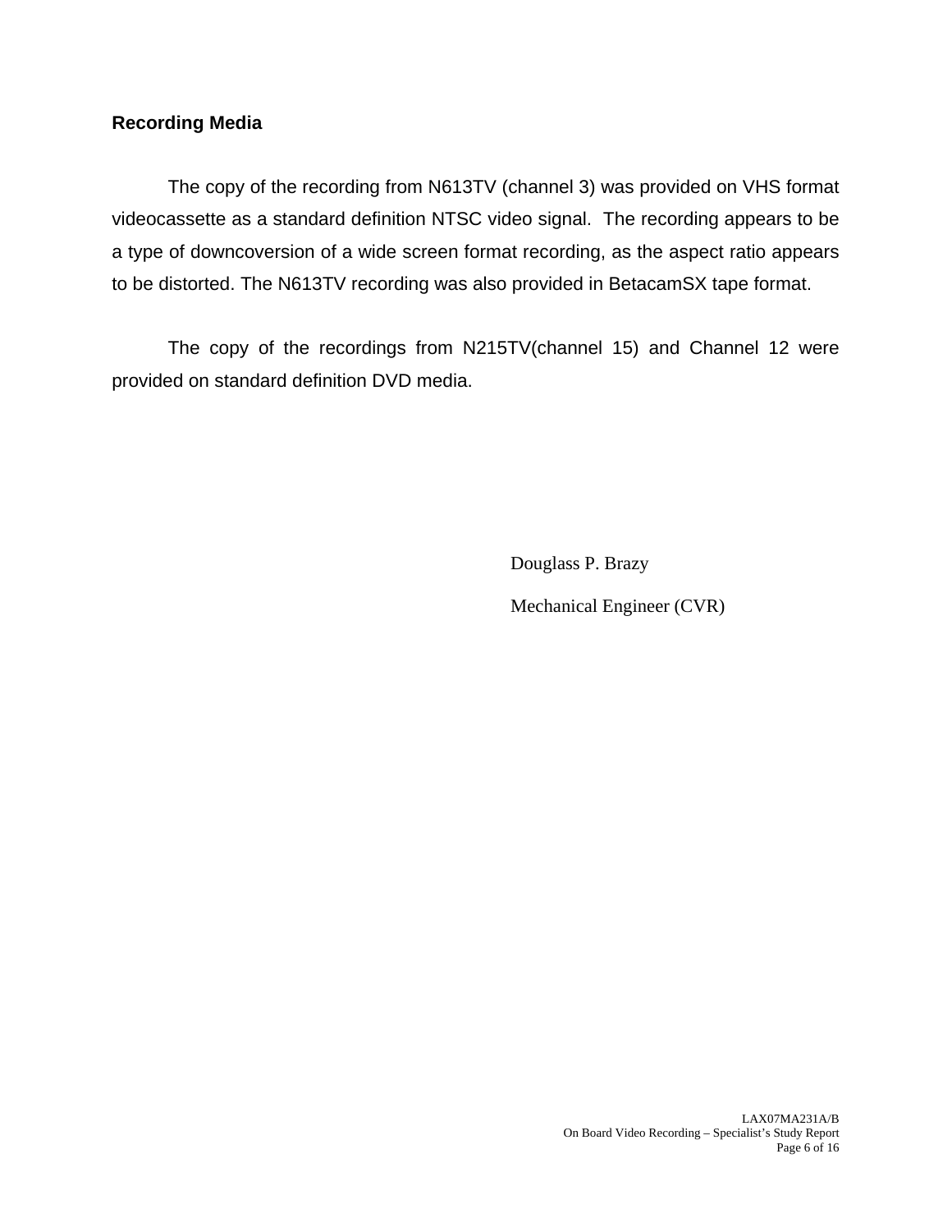## Recording Media

The copy of the recording from N613TV (channel 3) was provided on VHS format videocassette as a standard definition NTSC video signal. The recording appears to be a type of downcoversion of a wide screen format recording, as the aspect ratio appears to be distorted. The N613TV recording was also provided in BetacamSX tape format.

The copy of the recordings from N215TV(channel 15) and Channel 12 were provided on standard definition DVD media.

Douglass P. Brazy

Mechanical Engineer (CVR)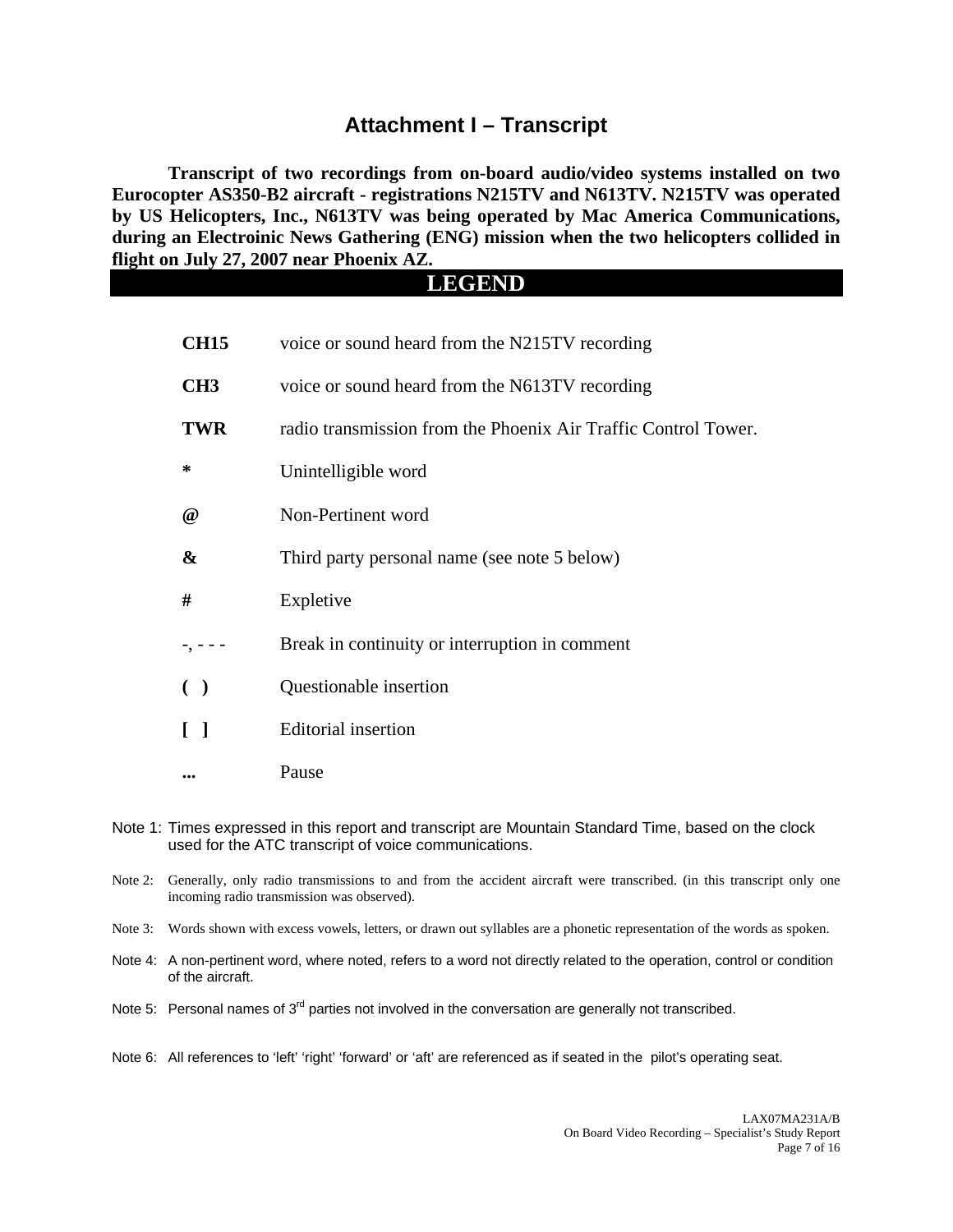# Attachment I – Transcript

**Transcript of two recordings from on-board audio/video systems installed on two Eurocopter AS350-B2 aircraft - registrations N215TV and N613TV. N215TV was operated by US Helicopters, Inc., N613TV was being operated by Mac America Communications, during an Electroinic News Gathering (ENG) mission when the two helicopters collided in flight on July 27, 2007 near Phoenix AZ.**

## LEGEND

| | |
|---|---|
| **CH15** | voice or sound heard from the N215TV recording |
| **CH3** | voice or sound heard from the N613TV recording |
| **TWR** | radio transmission from the Phoenix Air Traffic Control Tower. |
| * | Unintelligible word |
| @ | Non-Pertinent word |
| & | Third party personal name (see note 5 below) |
| # | Expletive |
| -, - - - | Break in continuity or interruption in comment |
| ( ) | Questionable insertion |
| [ ] | Editorial insertion |
| ... | Pause |

Note 1: Times expressed in this report and transcript are Mountain Standard Time, based on the clock used for the ATC transcript of voice communications.

Note 2: Generally, only radio transmissions to and from the accident aircraft were transcribed. (in this transcript only one incoming radio transmission was observed).

Note 3: Words shown with excess vowels, letters, or drawn out syllables are a phonetic representation of the words as spoken.

Note 4: A non-pertinent word, where noted, refers to a word not directly related to the operation, control or condition of the aircraft.

Note 5: Personal names of 3rd parties not involved in the conversation are generally not transcribed.

Note 6: All references to 'left' 'right' 'forward' or 'aft' are referenced as if seated in the pilot's operating seat.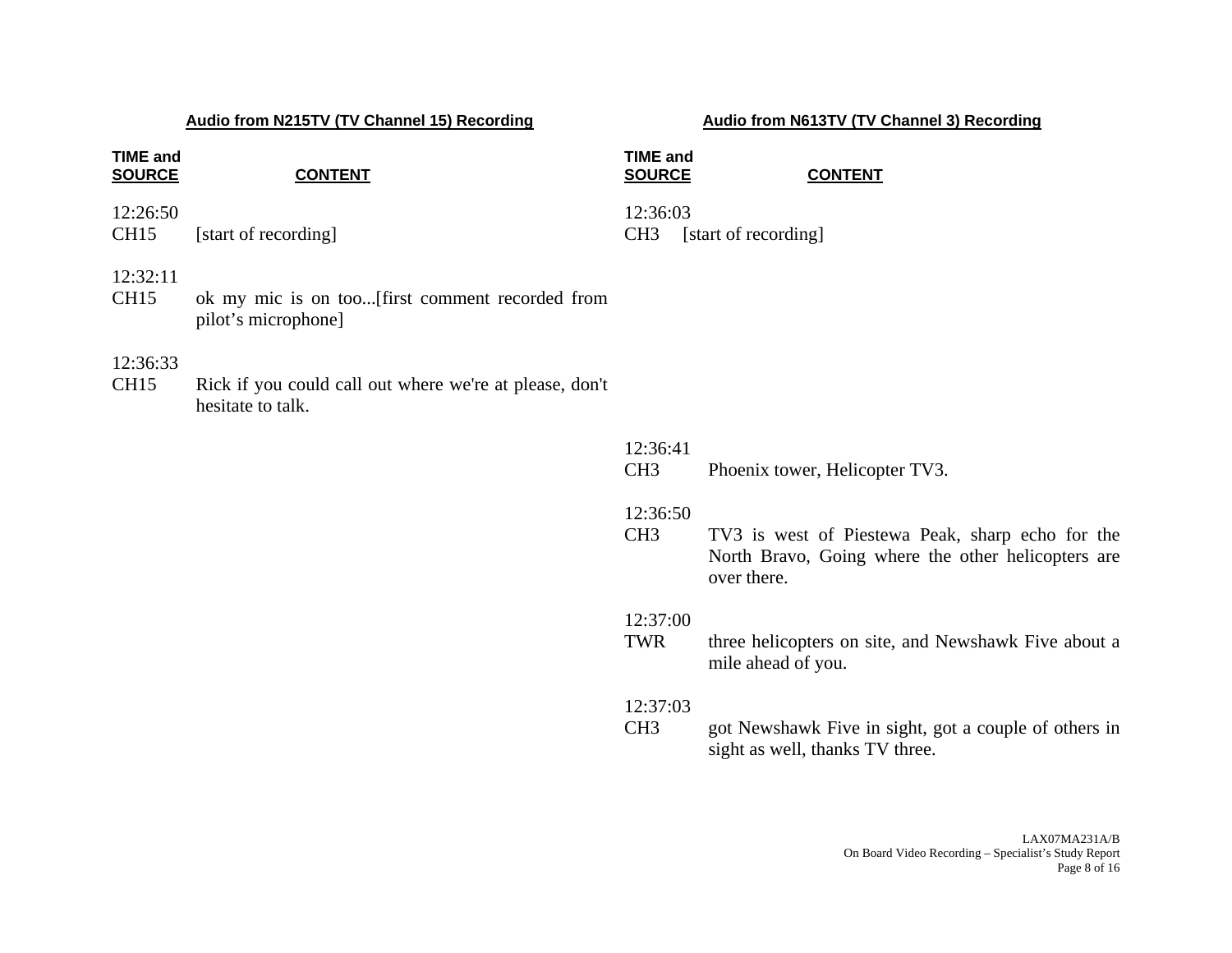| Audio from N215TV (TV Channel 15) Recording | | Audio from N613TV (TV Channel 3) Recording | |
|---|---|---|---|
| **TIME and SOURCE** | **CONTENT** | **TIME and SOURCE** | **CONTENT** |
| 12:26:50 CH15 | [start of recording] | 12:36:03 CH3 | [start of recording] |
| 12:32:11 CH15 | ok my mic is on too...[first comment recorded from pilot's microphone] | | |
| 12:36:33 CH15 | Rick if you could call out where we're at please, don't hesitate to talk. | | |
| | | 12:36:41 CH3 | Phoenix tower, Helicopter TV3. |
| | | 12:36:50 CH3 | TV3 is west of Piestewa Peak, sharp echo for the North Bravo, Going where the other helicopters are over there. |
| | | 12:37:00 TWR | three helicopters on site, and Newshawk Five about a mile ahead of you. |
| | | 12:37:03 CH3 | got Newshawk Five in sight, got a couple of others in sight as well, thanks TV three. |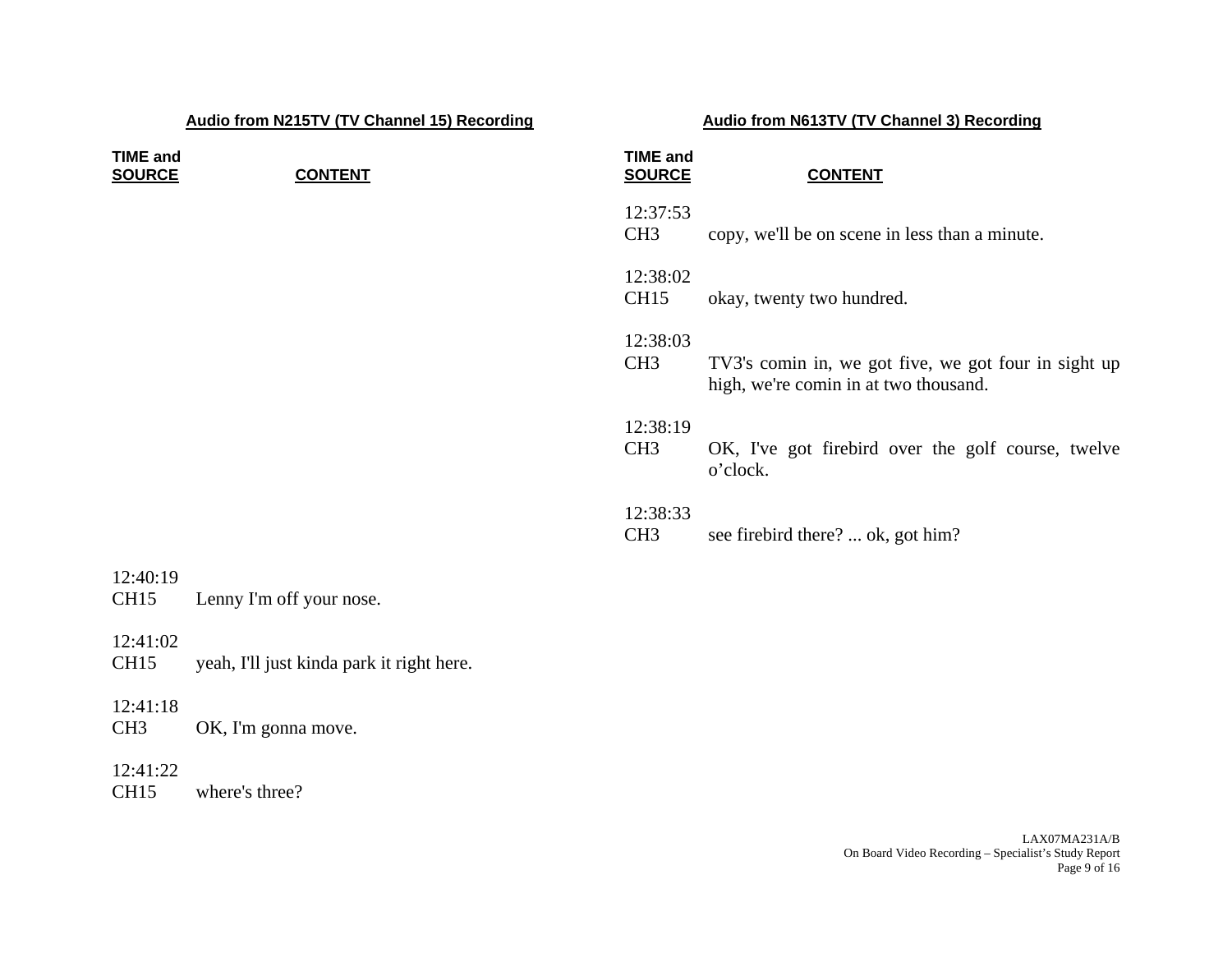| Audio from N215TV (TV Channel 15) Recording | | Audio from N613TV (TV Channel 3) Recording | |
|---|---|---|---|
| **TIME and SOURCE** | **CONTENT** | **TIME and SOURCE** | **CONTENT** |
| | | 12:37:53 CH3 | copy, we'll be on scene in less than a minute. |
| | | 12:38:02 CH15 | okay, twenty two hundred. |
| | | 12:38:03 CH3 | TV3's comin in, we got five, we got four in sight up high, we're comin in at two thousand. |
| | | 12:38:19 CH3 | OK, I've got firebird over the golf course, twelve o'clock. |
| | | 12:38:33 CH3 | see firebird there? ... ok, got him? |
| 12:40:19 CH15 | Lenny I'm off your nose. | | |
| 12:41:02 CH15 | yeah, I'll just kinda park it right here. | | |
| 12:41:18 CH3 | OK, I'm gonna move. | | |
| 12:41:22 CH15 | where's three? | | |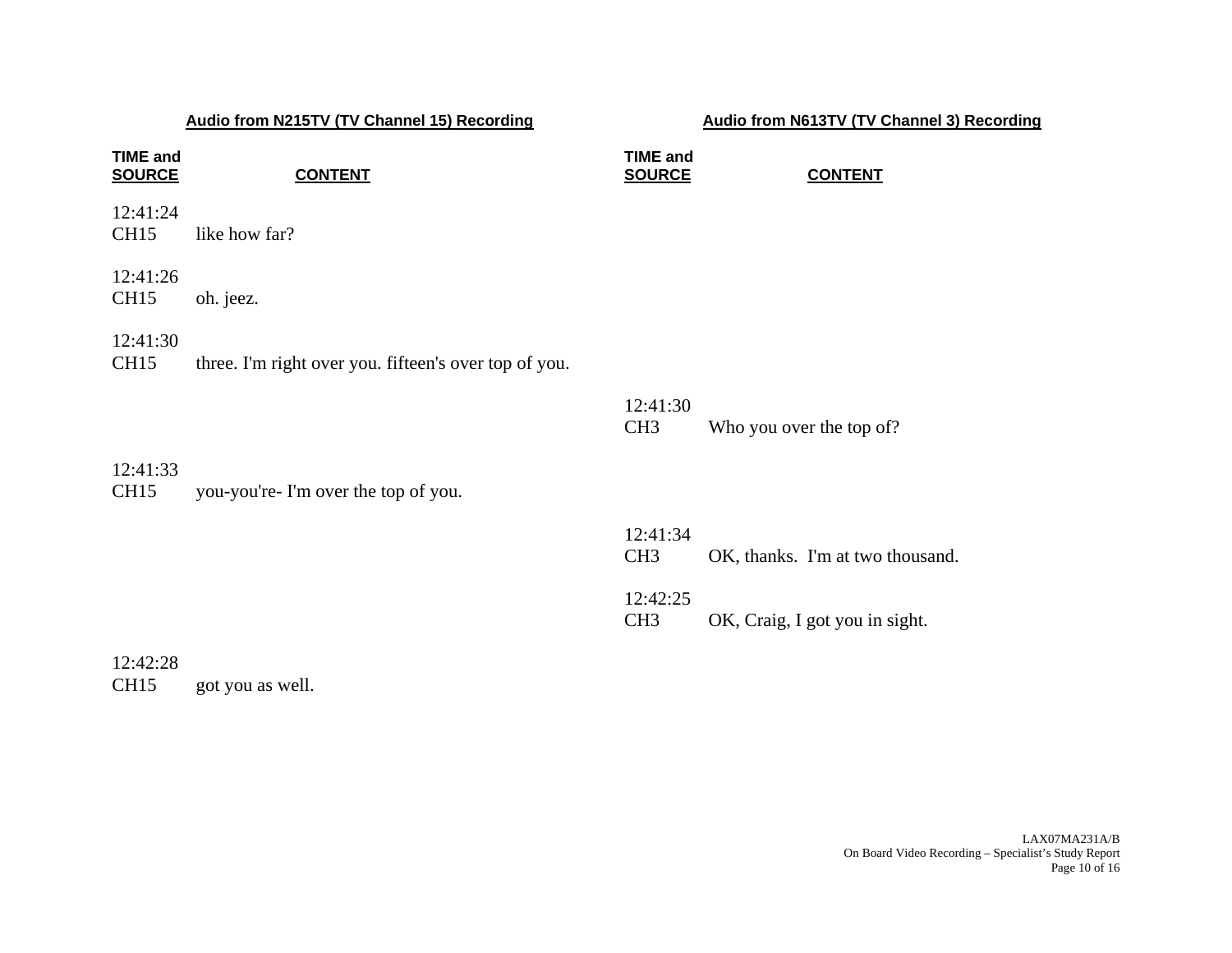| Audio from N215TV (TV Channel 15) Recording | | Audio from N613TV (TV Channel 3) Recording | |
|---|---|---|---|
| **TIME and SOURCE** | **CONTENT** | **TIME and SOURCE** | **CONTENT** |
| 12:41:24 CH15 | like how far? | | |
| 12:41:26 CH15 | oh. jeez. | | |
| 12:41:30 CH15 | three. I'm right over you. fifteen's over top of you. | | |
| | | 12:41:30 CH3 | Who you over the top of? |
| 12:41:33 CH15 | you-you're- I'm over the top of you. | | |
| | | 12:41:34 CH3 | OK, thanks. I'm at two thousand. |
| | | 12:42:25 CH3 | OK, Craig, I got you in sight. |
| 12:42:28 CH15 | got you as well. | | |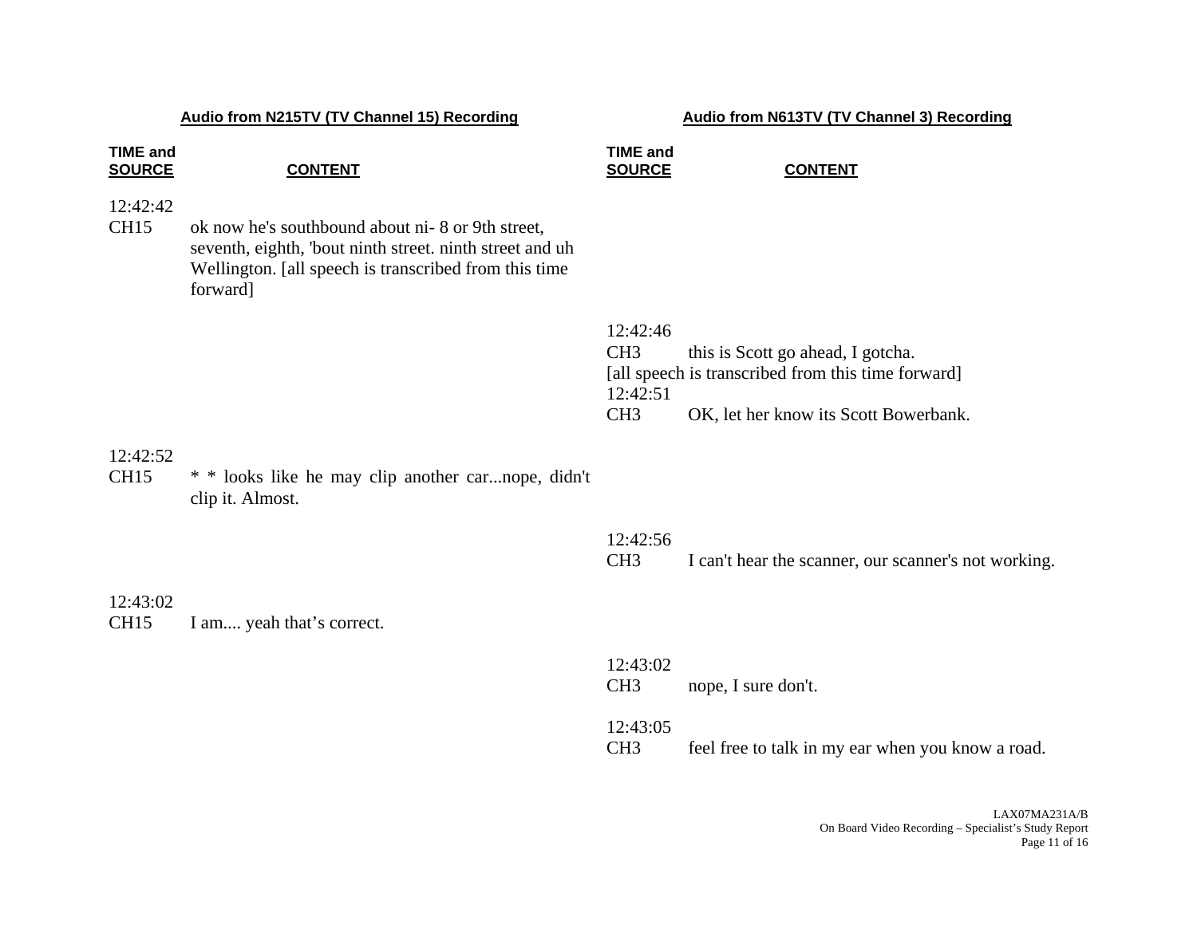| Audio from N215TV (TV Channel 15) Recording | | Audio from N613TV (TV Channel 3) Recording | |
|---|---|---|---|
| **TIME and SOURCE** | **CONTENT** | **TIME and SOURCE** | **CONTENT** |
| 12:42:42 CH15 | ok now he's southbound about ni- 8 or 9th street, seventh, eighth, 'bout ninth street. ninth street and uh Wellington. [all speech is transcribed from this time forward] | | |
| | | 12:42:46 CH3 | this is Scott go ahead, I gotcha. [all speech is transcribed from this time forward] |
| | | 12:42:51 CH3 | OK, let her know its Scott Bowerbank. |
| 12:42:52 CH15 | * * looks like he may clip another car...nope, didn't clip it. Almost. | | |
| | | 12:42:56 CH3 | I can't hear the scanner, our scanner's not working. |
| 12:43:02 CH15 | I am.... yeah that's correct. | | |
| | | 12:43:02 CH3 | nope, I sure don't. |
| | | 12:43:05 CH3 | feel free to talk in my ear when you know a road. |

LAX07MA231A/B
On Board Video Recording – Specialist's Study Report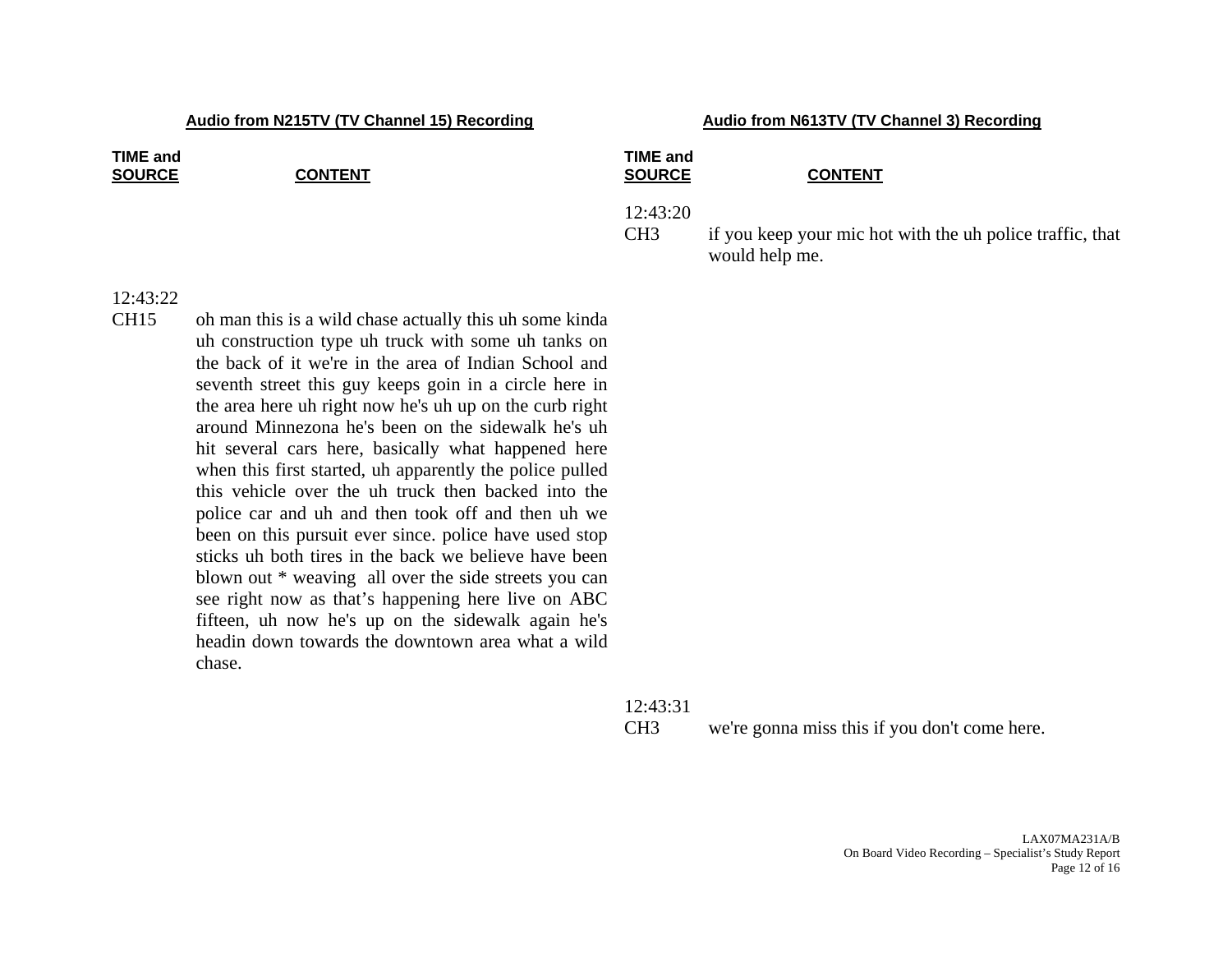| Audio from N215TV (TV Channel 15) Recording | | Audio from N613TV (TV Channel 3) Recording | |
|---|---|---|---|
| **TIME and SOURCE** | **CONTENT** | **TIME and SOURCE** | **CONTENT** |
| | | 12:43:20 CH3 | if you keep your mic hot with the uh police traffic, that would help me. |
| 12:43:22 CH15 | oh man this is a wild chase actually this uh some kinda uh construction type uh truck with some uh tanks on the back of it we're in the area of Indian School and seventh street this guy keeps goin in a circle here in the area here uh right now he's uh up on the curb right around Minnezona he's been on the sidewalk he's uh hit several cars here, basically what happened here when this first started, uh apparently the police pulled this vehicle over the uh truck then backed into the police car and uh and then took off and then uh we been on this pursuit ever since. police have used stop sticks uh both tires in the back we believe have been blown out * weaving all over the side streets you can see right now as that's happening here live on ABC fifteen, uh now he's up on the sidewalk again he's headin down towards the downtown area what a wild chase. | | |
| | | 12:43:31 CH3 | we're gonna miss this if you don't come here. |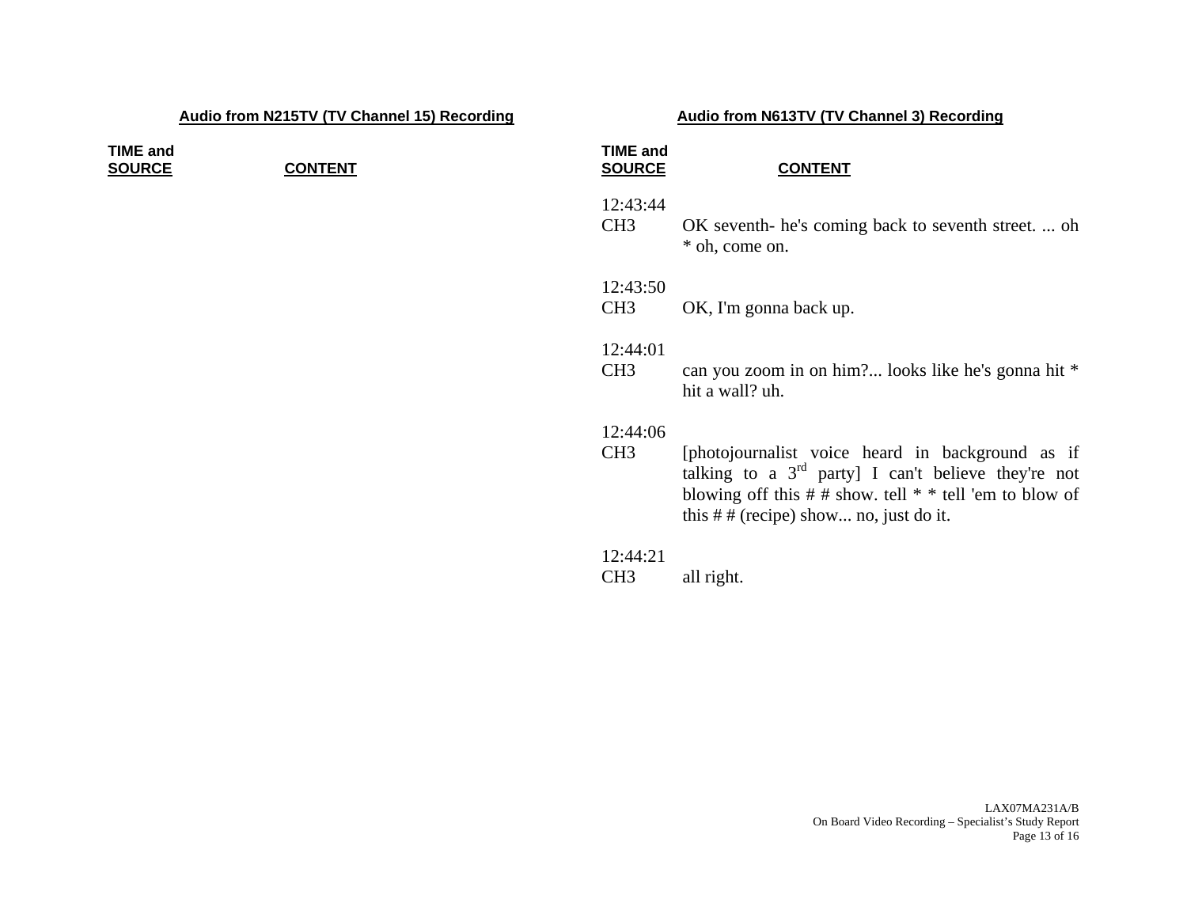**Audio from N215TV (TV Channel 15) Recording**

| TIME and SOURCE | CONTENT |
|---|---|

**Audio from N613TV (TV Channel 3) Recording**

| TIME and SOURCE | CONTENT |
|---|---|
| 12:43:44 CH3 | OK seventh- he's coming back to seventh street. ... oh * oh, come on. |
| 12:43:50 CH3 | OK, I'm gonna back up. |
| 12:44:01 CH3 | can you zoom in on him?... looks like he's gonna hit * hit a wall? uh. |
| 12:44:06 CH3 | [photojournalist voice heard in background as if talking to a 3rd party] I can't believe they're not blowing off this # # show. tell * * tell 'em to blow of this # # (recipe) show... no, just do it. |
| 12:44:21 CH3 | all right. |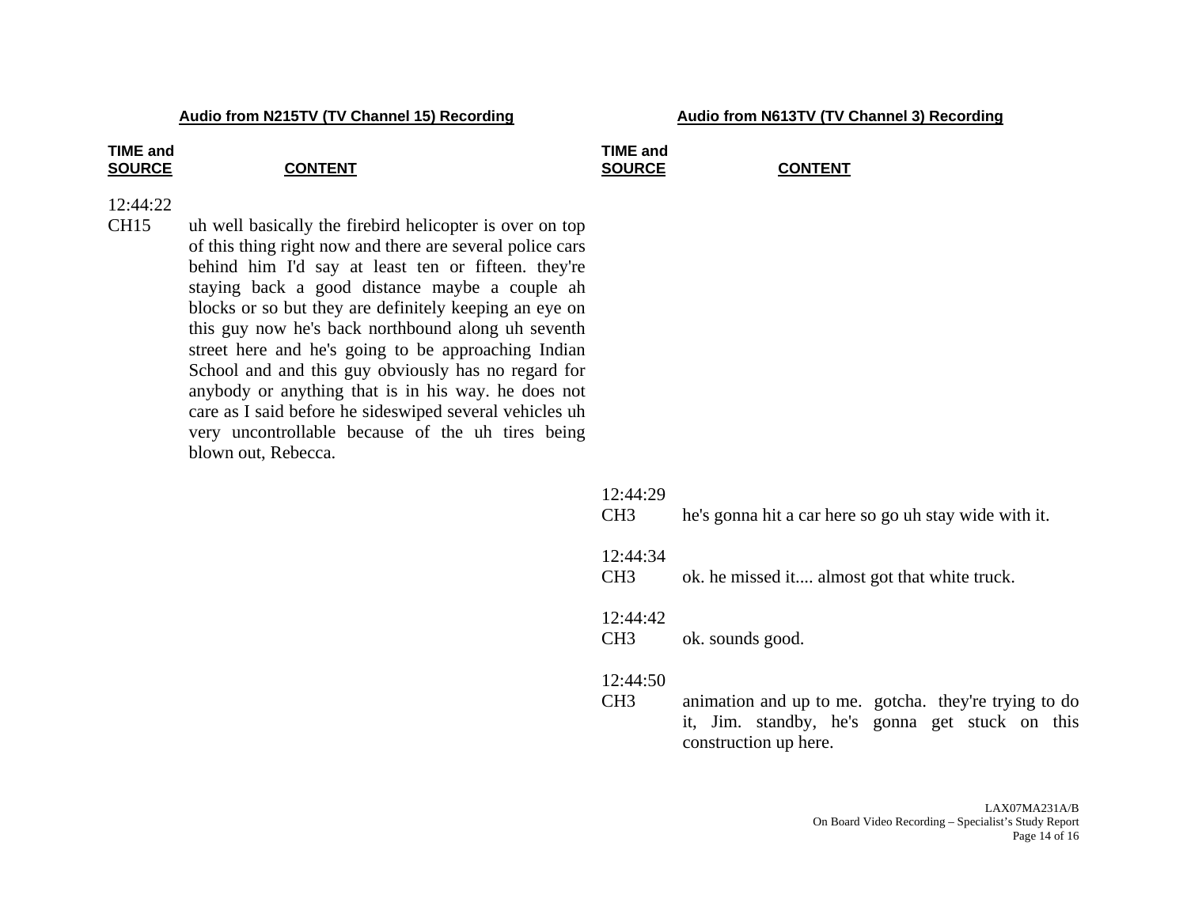| Audio from N215TV (TV Channel 15) Recording | | Audio from N613TV (TV Channel 3) Recording | |
|---|---|---|---|
| **TIME and SOURCE** | **CONTENT** | **TIME and SOURCE** | **CONTENT** |
| 12:44:22 CH15 | uh well basically the firebird helicopter is over on top of this thing right now and there are several police cars behind him I'd say at least ten or fifteen. they're staying back a good distance maybe a couple ah blocks or so but they are definitely keeping an eye on this guy now he's back northbound along uh seventh street here and he's going to be approaching Indian School and and this guy obviously has no regard for anybody or anything that is in his way. he does not care as I said before he sideswiped several vehicles uh very uncontrollable because of the uh tires being blown out, Rebecca. | | |
| | | 12:44:29 CH3 | he's gonna hit a car here so go uh stay wide with it. |
| | | 12:44:34 CH3 | ok. he missed it.... almost got that white truck. |
| | | 12:44:42 CH3 | ok. sounds good. |
| | | 12:44:50 CH3 | animation and up to me. gotcha. they're trying to do it, Jim. standby, he's gonna get stuck on this construction up here. |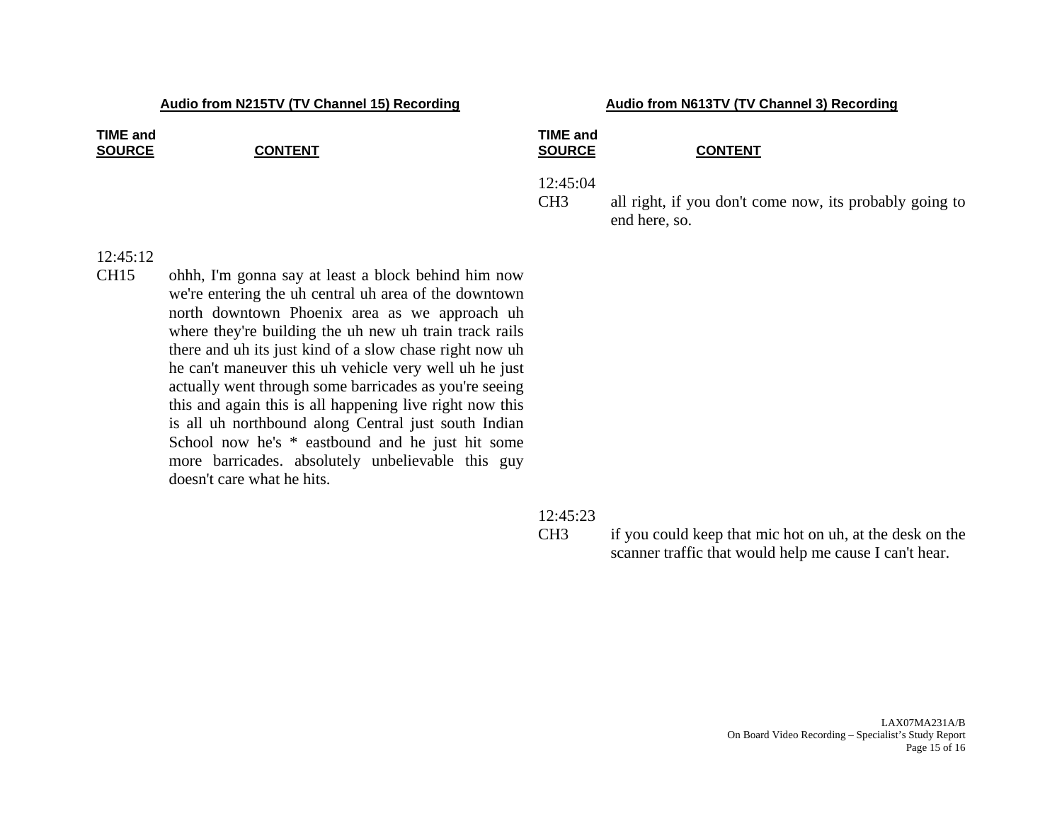| **Audio from N215TV (TV Channel 15) Recording** | | **Audio from N613TV (TV Channel 3) Recording** | |
|---|---|---|---|
| **TIME and SOURCE** | **CONTENT** | **TIME and SOURCE** | **CONTENT** |
| | | 12:45:04 CH3 | all right, if you don't come now, its probably going to end here, so. |
| 12:45:12 CH15 | ohhh, I'm gonna say at least a block behind him now we're entering the uh central uh area of the downtown north downtown Phoenix area as we approach uh where they're building the uh new uh train track rails there and uh its just kind of a slow chase right now uh he can't maneuver this uh vehicle very well uh he just actually went through some barricades as you're seeing this and again this is all happening live right now this is all uh northbound along Central just south Indian School now he's * eastbound and he just hit some more barricades. absolutely unbelievable this guy doesn't care what he hits. | | |
| | | 12:45:23 CH3 | if you could keep that mic hot on uh, at the desk on the scanner traffic that would help me cause I can't hear. |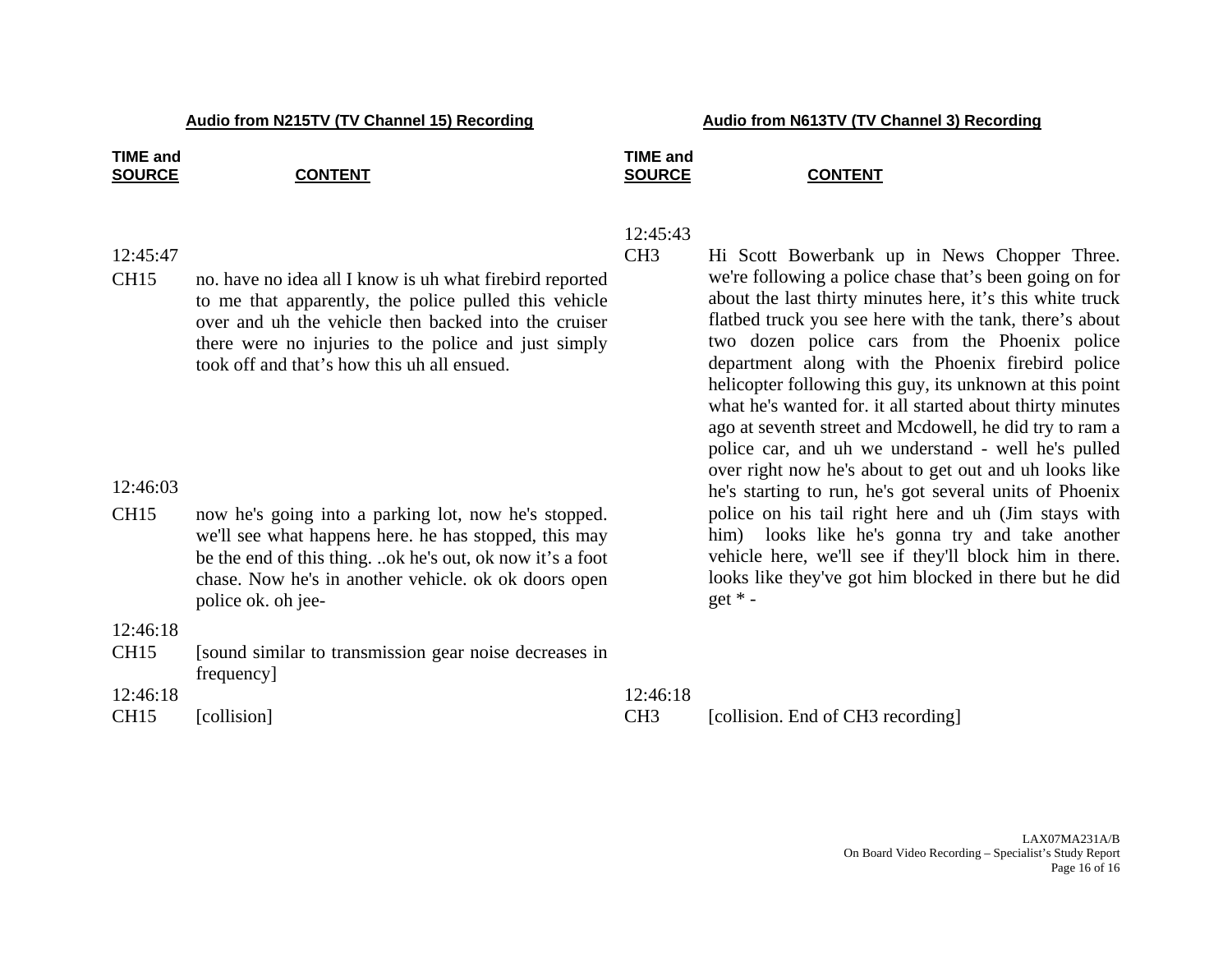| **Audio from N215TV (TV Channel 15) Recording** | | **Audio from N613TV (TV Channel 3) Recording** | |
|---|---|---|---|
| **TIME and SOURCE** | **CONTENT** | **TIME and SOURCE** | **CONTENT** |
| | | 12:45:43 CH3 | Hi Scott Bowerbank up in News Chopper Three. we're following a police chase that's been going on for about the last thirty minutes here, it's this white truck flatbed truck you see here with the tank, there's about two dozen police cars from the Phoenix police department along with the Phoenix firebird police helicopter following this guy, its unknown at this point what he's wanted for. it all started about thirty minutes ago at seventh street and Mcdowell, he did try to ram a police car, and uh we understand - well he's pulled over right now he's about to get out and uh looks like he's starting to run, he's got several units of Phoenix police on his tail right here and uh (Jim stays with him) looks like he's gonna try and take another vehicle here, we'll see if they'll block him in there. looks like they've got him blocked in there but he did get * - |
| 12:45:47 CH15 | no. have no idea all I know is uh what firebird reported to me that apparently, the police pulled this vehicle over and uh the vehicle then backed into the cruiser there were no injuries to the police and just simply took off and that's how this uh all ensued. | | |
| 12:46:03 CH15 | now he's going into a parking lot, now he's stopped. we'll see what happens here. he has stopped, this may be the end of this thing. ..ok he's out, ok now it's a foot chase. Now he's in another vehicle. ok ok doors open police ok. oh jee- | | |
| 12:46:18 CH15 | [sound similar to transmission gear noise decreases in frequency] | | |
| 12:46:18 CH15 | [collision] | 12:46:18 CH3 | [collision. End of CH3 recording] |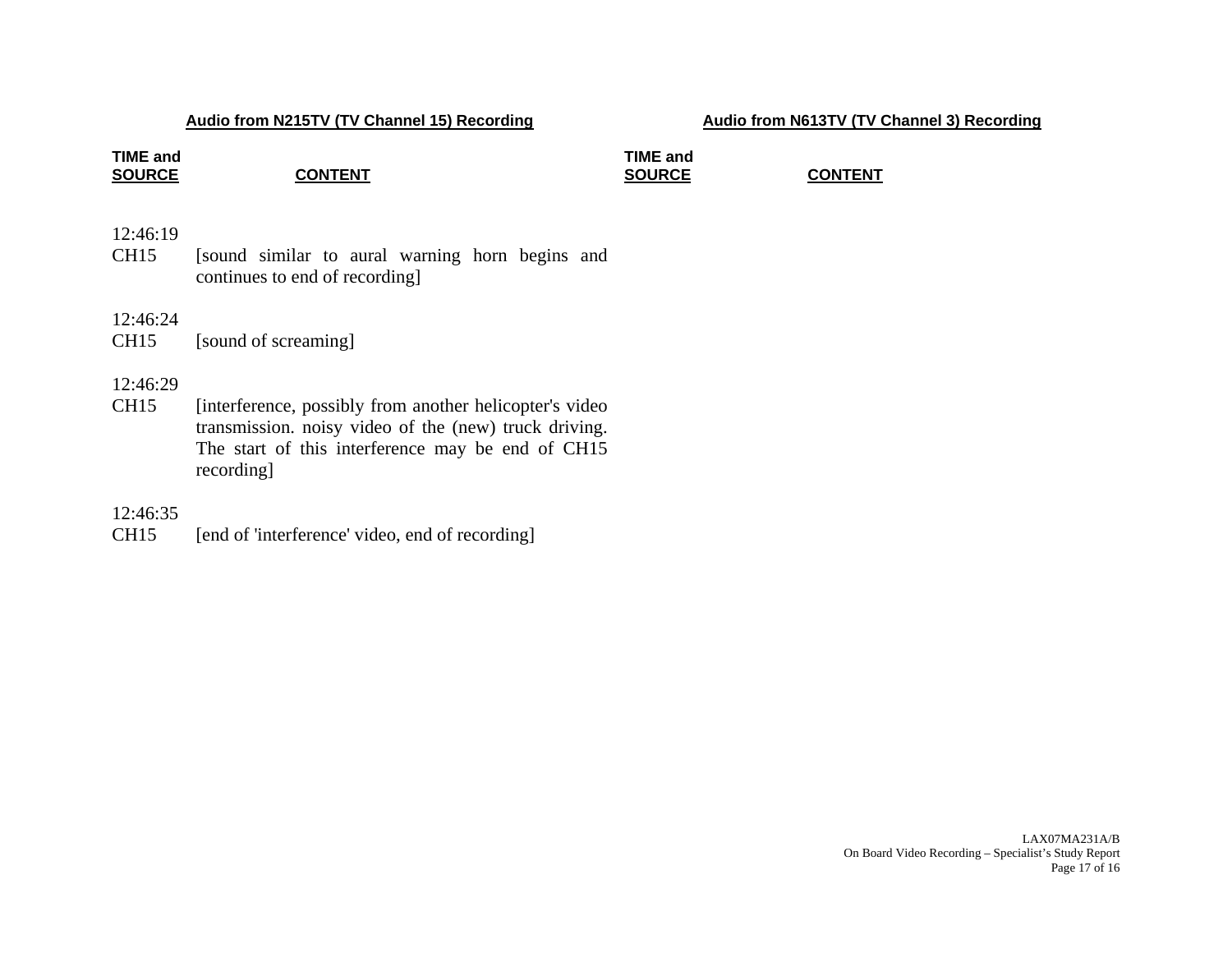| Audio from N215TV (TV Channel 15) Recording | | Audio from N613TV (TV Channel 3) Recording | |
|---|---|---|---|
| **TIME and SOURCE** | **CONTENT** | **TIME and SOURCE** | **CONTENT** |
| 12:46:19 CH15 | [sound similar to aural warning horn begins and continues to end of recording] | | |
| 12:46:24 CH15 | [sound of screaming] | | |
| 12:46:29 CH15 | [interference, possibly from another helicopter's video transmission. noisy video of the (new) truck driving. The start of this interference may be end of CH15 recording] | | |
| 12:46:35 CH15 | [end of 'interference' video, end of recording] | | |